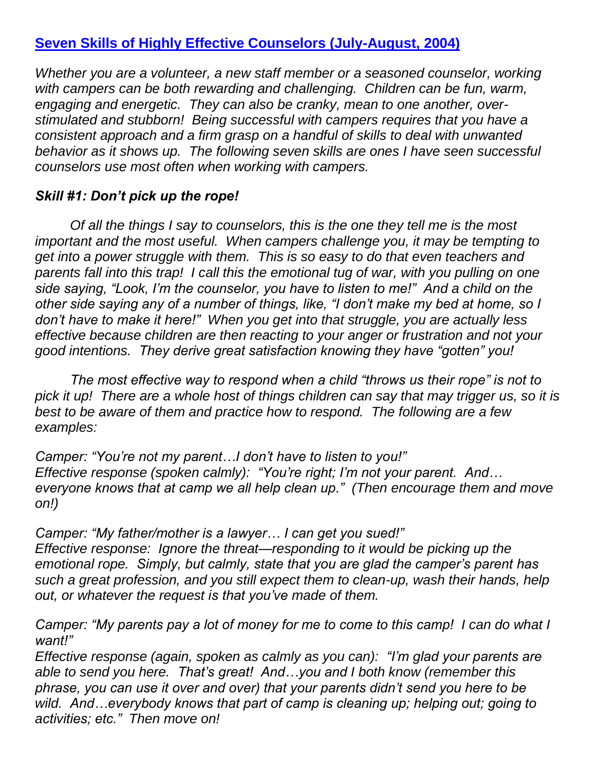# [Seven Skills of Highly Effective Counselors (July-August, 2004)]

*Whether you are a volunteer, a new staff member or a seasoned counselor, working with campers can be both rewarding and challenging. Children can be fun, warm, engaging and energetic. They can also be cranky, mean to one another, over-stimulated and stubborn! Being successful with campers requires that you have a consistent approach and a firm grasp on a handful of skills to deal with unwanted behavior as it shows up. The following seven skills are ones I have seen successful counselors use most often when working with campers.*

## *Skill #1: Don't pick up the rope!*

*Of all the things I say to counselors, this is the one they tell me is the most important and the most useful. When campers challenge you, it may be tempting to get into a power struggle with them. This is so easy to do that even teachers and parents fall into this trap! I call this the emotional tug of war, with you pulling on one side saying, "Look, I'm the counselor, you have to listen to me!" And a child on the other side saying any of a number of things, like, "I don't make my bed at home, so I don't have to make it here!" When you get into that struggle, you are actually less effective because children are then reacting to your anger or frustration and not your good intentions. They derive great satisfaction knowing they have "gotten" you!*

*The most effective way to respond when a child "throws us their rope" is not to pick it up! There are a whole host of things children can say that may trigger us, so it is best to be aware of them and practice how to respond. The following are a few examples:*

*Camper: "You're not my parent…I don't have to listen to you!"*
*Effective response (spoken calmly): "You're right; I'm not your parent. And… everyone knows that at camp we all help clean up." (Then encourage them and move on!)*

*Camper: "My father/mother is a lawyer… I can get you sued!"*
*Effective response: Ignore the threat—responding to it would be picking up the emotional rope. Simply, but calmly, state that you are glad the camper's parent has such a great profession, and you still expect them to clean-up, wash their hands, help out, or whatever the request is that you've made of them.*

*Camper: "My parents pay a lot of money for me to come to this camp! I can do what I want!"*
*Effective response (again, spoken as calmly as you can): "I'm glad your parents are able to send you here. That's great! And…you and I both know (remember this phrase, you can use it over and over) that your parents didn't send you here to be wild. And…everybody knows that part of camp is cleaning up; helping out; going to activities; etc." Then move on!*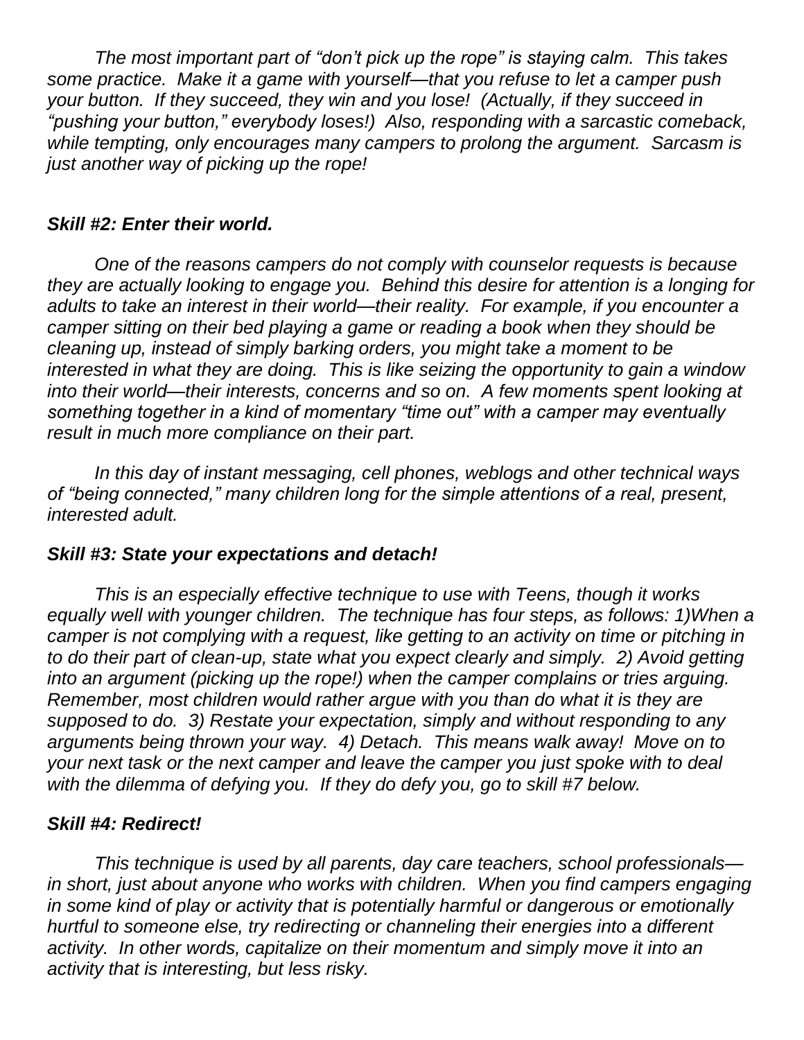*The most important part of "don't pick up the rope" is staying calm. This takes some practice. Make it a game with yourself—that you refuse to let a camper push your button. If they succeed, they win and you lose! (Actually, if they succeed in "pushing your button," everybody loses!) Also, responding with a sarcastic comeback, while tempting, only encourages many campers to prolong the argument. Sarcasm is just another way of picking up the rope!*

***Skill #2: Enter their world.***

*One of the reasons campers do not comply with counselor requests is because they are actually looking to engage you. Behind this desire for attention is a longing for adults to take an interest in their world—their reality. For example, if you encounter a camper sitting on their bed playing a game or reading a book when they should be cleaning up, instead of simply barking orders, you might take a moment to be interested in what they are doing. This is like seizing the opportunity to gain a window into their world—their interests, concerns and so on. A few moments spent looking at something together in a kind of momentary "time out" with a camper may eventually result in much more compliance on their part.*

*In this day of instant messaging, cell phones, weblogs and other technical ways of "being connected," many children long for the simple attentions of a real, present, interested adult.*

***Skill #3: State your expectations and detach!***

*This is an especially effective technique to use with Teens, though it works equally well with younger children. The technique has four steps, as follows: 1)When a camper is not complying with a request, like getting to an activity on time or pitching in to do their part of clean-up, state what you expect clearly and simply. 2) Avoid getting into an argument (picking up the rope!) when the camper complains or tries arguing. Remember, most children would rather argue with you than do what it is they are supposed to do. 3) Restate your expectation, simply and without responding to any arguments being thrown your way. 4) Detach. This means walk away! Move on to your next task or the next camper and leave the camper you just spoke with to deal with the dilemma of defying you. If they do defy you, go to skill #7 below.*

***Skill #4: Redirect!***

*This technique is used by all parents, day care teachers, school professionals—in short, just about anyone who works with children. When you find campers engaging in some kind of play or activity that is potentially harmful or dangerous or emotionally hurtful to someone else, try redirecting or channeling their energies into a different activity. In other words, capitalize on their momentum and simply move it into an activity that is interesting, but less risky.*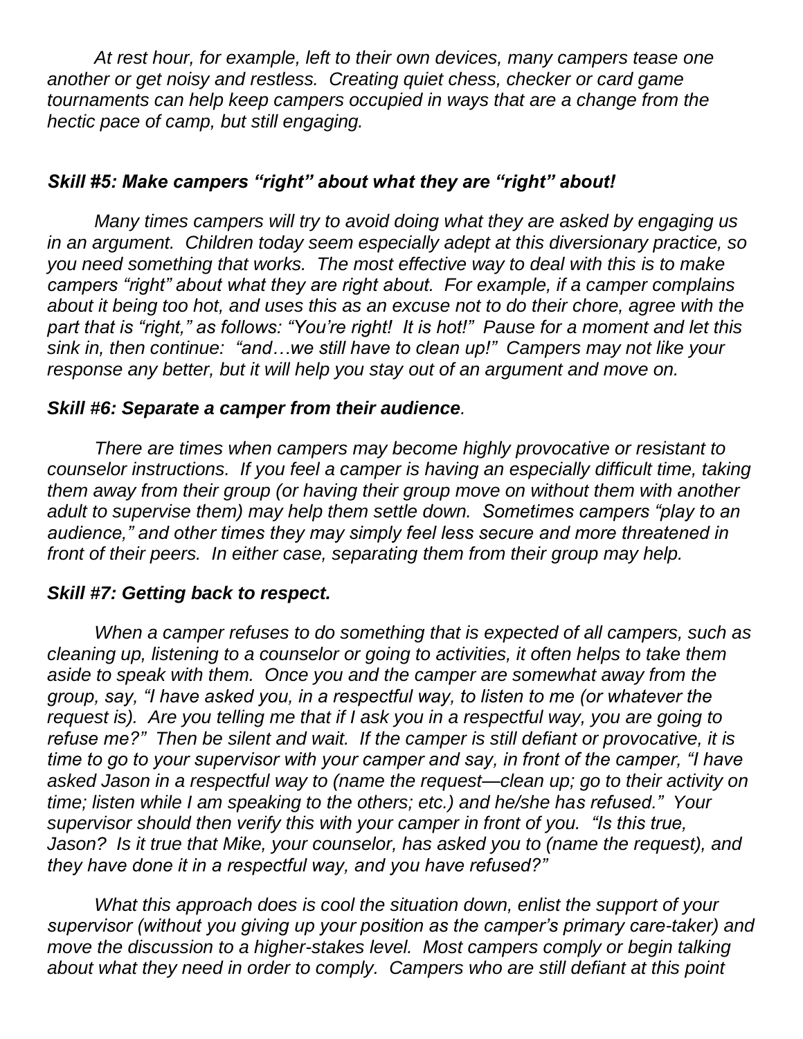*At rest hour, for example, left to their own devices, many campers tease one another or get noisy and restless. Creating quiet chess, checker or card game tournaments can help keep campers occupied in ways that are a change from the hectic pace of camp, but still engaging.*

### *Skill #5: Make campers "right" about what they are "right" about!*

*Many times campers will try to avoid doing what they are asked by engaging us in an argument. Children today seem especially adept at this diversionary practice, so you need something that works. The most effective way to deal with this is to make campers "right" about what they are right about. For example, if a camper complains about it being too hot, and uses this as an excuse not to do their chore, agree with the part that is "right," as follows: "You're right! It is hot!" Pause for a moment and let this sink in, then continue: "and…we still have to clean up!" Campers may not like your response any better, but it will help you stay out of an argument and move on.*

### *Skill #6: Separate a camper from their audience.*

*There are times when campers may become highly provocative or resistant to counselor instructions. If you feel a camper is having an especially difficult time, taking them away from their group (or having their group move on without them with another adult to supervise them) may help them settle down. Sometimes campers "play to an audience," and other times they may simply feel less secure and more threatened in front of their peers. In either case, separating them from their group may help.*

### *Skill #7: Getting back to respect.*

*When a camper refuses to do something that is expected of all campers, such as cleaning up, listening to a counselor or going to activities, it often helps to take them aside to speak with them. Once you and the camper are somewhat away from the group, say, "I have asked you, in a respectful way, to listen to me (or whatever the request is). Are you telling me that if I ask you in a respectful way, you are going to refuse me?" Then be silent and wait. If the camper is still defiant or provocative, it is time to go to your supervisor with your camper and say, in front of the camper, "I have asked Jason in a respectful way to (name the request—clean up; go to their activity on time; listen while I am speaking to the others; etc.) and he/she has refused." Your supervisor should then verify this with your camper in front of you. "Is this true, Jason? Is it true that Mike, your counselor, has asked you to (name the request), and they have done it in a respectful way, and you have refused?"*

*What this approach does is cool the situation down, enlist the support of your supervisor (without you giving up your position as the camper's primary care-taker) and move the discussion to a higher-stakes level. Most campers comply or begin talking about what they need in order to comply. Campers who are still defiant at this point*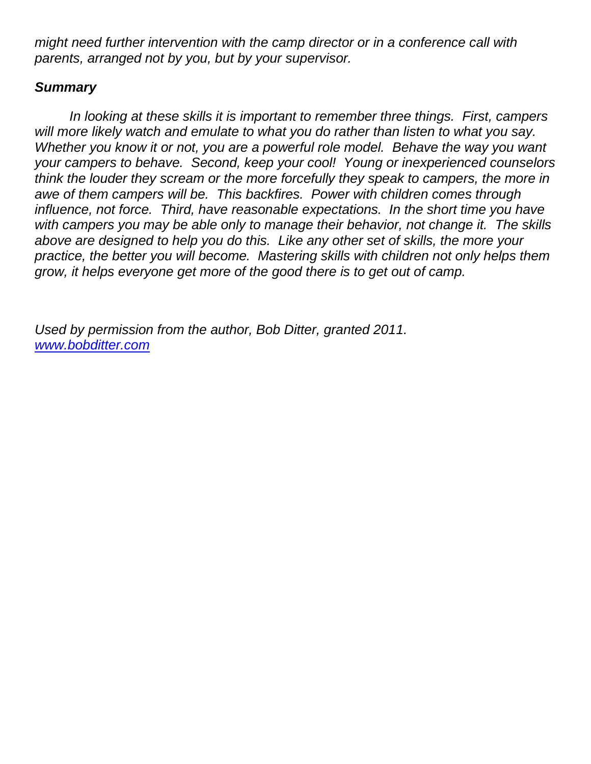*might need further intervention with the camp director or in a conference call with parents, arranged not by you, but by your supervisor.*

***Summary***

*In looking at these skills it is important to remember three things. First, campers will more likely watch and emulate to what you do rather than listen to what you say. Whether you know it or not, you are a powerful role model. Behave the way you want your campers to behave. Second, keep your cool! Young or inexperienced counselors think the louder they scream or the more forcefully they speak to campers, the more in awe of them campers will be. This backfires. Power with children comes through influence, not force. Third, have reasonable expectations. In the short time you have with campers you may be able only to manage their behavior, not change it. The skills above are designed to help you do this. Like any other set of skills, the more your practice, the better you will become. Mastering skills with children not only helps them grow, it helps everyone get more of the good there is to get out of camp.*

*Used by permission from the author, Bob Ditter, granted 2011.*
*[www.bobditter.com](http://www.bobditter.com)*